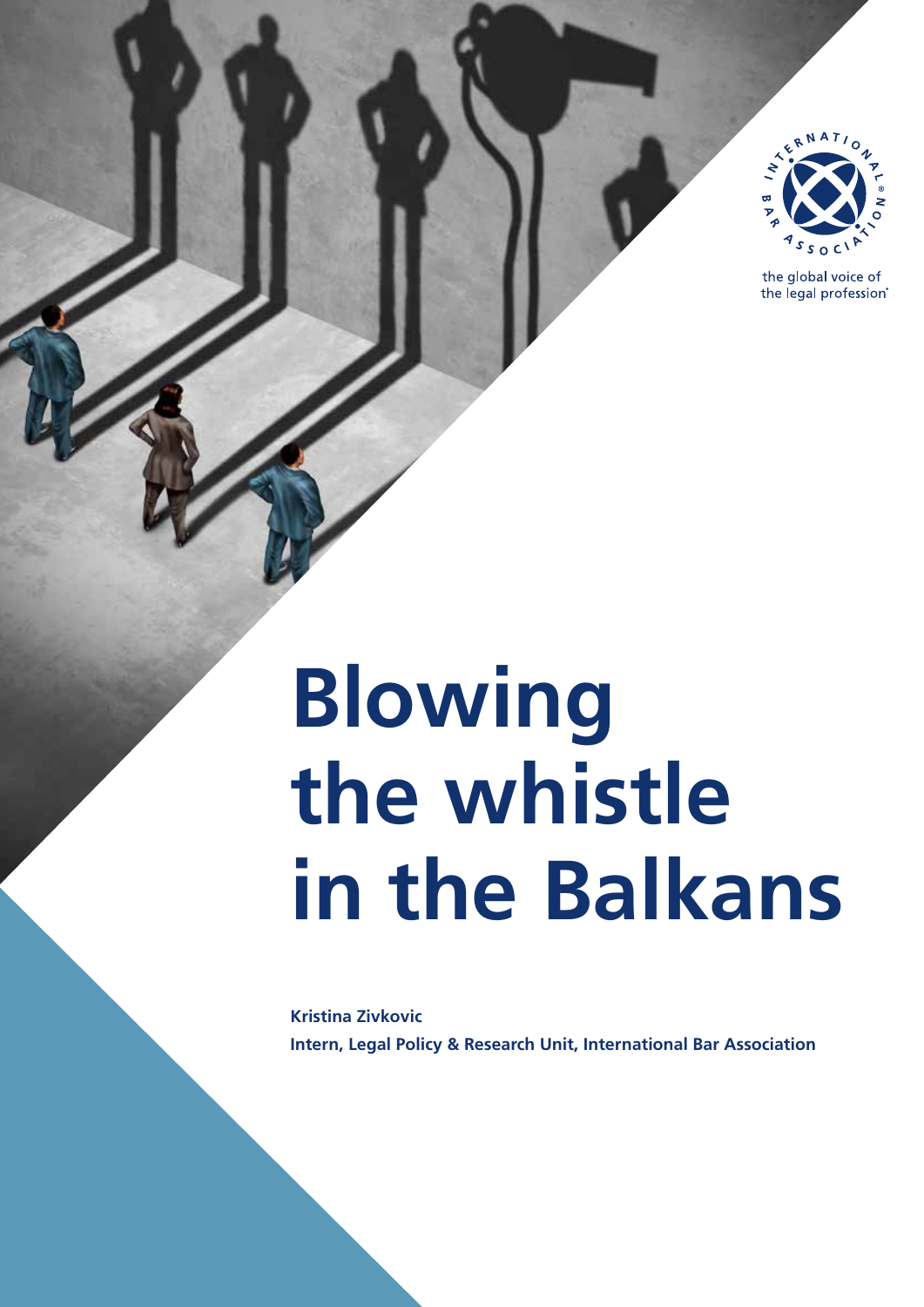# Blowing the whistle in the Balkans

**Kristina Zivkovic**

**Intern, Legal Policy & Research Unit, International Bar Association**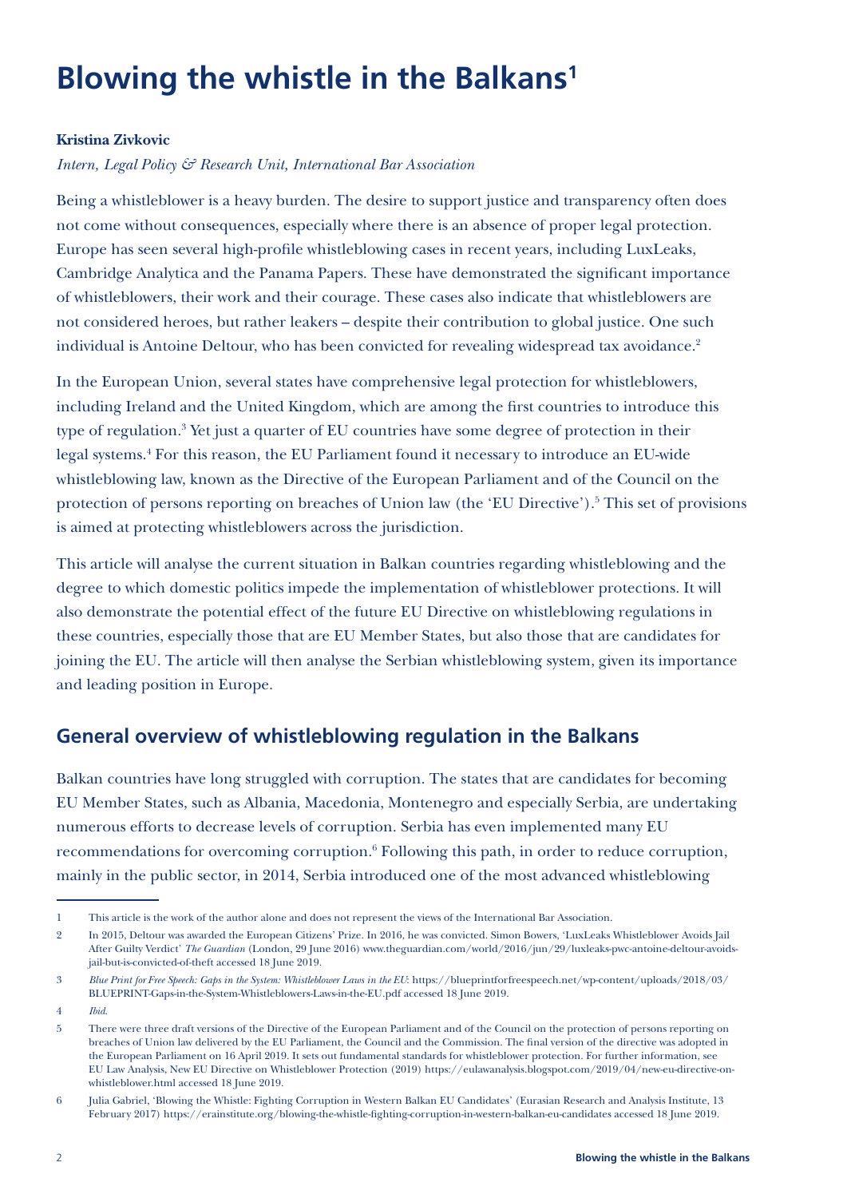# Blowing the whistle in the Balkans[1]

**Kristina Zivkovic**

*Intern, Legal Policy & Research Unit, International Bar Association*

Being a whistleblower is a heavy burden. The desire to support justice and transparency often does not come without consequences, especially where there is an absence of proper legal protection. Europe has seen several high-profile whistleblowing cases in recent years, including LuxLeaks, Cambridge Analytica and the Panama Papers. These have demonstrated the significant importance of whistleblowers, their work and their courage. These cases also indicate that whistleblowers are not considered heroes, but rather leakers – despite their contribution to global justice. One such individual is Antoine Deltour, who has been convicted for revealing widespread tax avoidance.[2]

In the European Union, several states have comprehensive legal protection for whistleblowers, including Ireland and the United Kingdom, which are among the first countries to introduce this type of regulation.[3] Yet just a quarter of EU countries have some degree of protection in their legal systems.[4] For this reason, the EU Parliament found it necessary to introduce an EU-wide whistleblowing law, known as the Directive of the European Parliament and of the Council on the protection of persons reporting on breaches of Union law (the 'EU Directive').[5] This set of provisions is aimed at protecting whistleblowers across the jurisdiction.

This article will analyse the current situation in Balkan countries regarding whistleblowing and the degree to which domestic politics impede the implementation of whistleblower protections. It will also demonstrate the potential effect of the future EU Directive on whistleblowing regulations in these countries, especially those that are EU Member States, but also those that are candidates for joining the EU. The article will then analyse the Serbian whistleblowing system, given its importance and leading position in Europe.

## General overview of whistleblowing regulation in the Balkans

Balkan countries have long struggled with corruption. The states that are candidates for becoming EU Member States, such as Albania, Macedonia, Montenegro and especially Serbia, are undertaking numerous efforts to decrease levels of corruption. Serbia has even implemented many EU recommendations for overcoming corruption.[6] Following this path, in order to reduce corruption, mainly in the public sector, in 2014, Serbia introduced one of the most advanced whistleblowing

---

1 This article is the work of the author alone and does not represent the views of the International Bar Association.

2 In 2015, Deltour was awarded the European Citizens' Prize. In 2016, he was convicted. Simon Bowers, 'LuxLeaks Whistleblower Avoids Jail After Guilty Verdict' *The Guardian* (London, 29 June 2016) www.theguardian.com/world/2016/jun/29/luxleaks-pwc-antoine-deltour-avoids-jail-but-is-convicted-of-theft accessed 18 June 2019.

3 *Blue Print for Free Speech: Gaps in the System: Whistleblower Laws in the EU*: https://blueprintforfreespeech.net/wp-content/uploads/2018/03/BLUEPRINT-Gaps-in-the-System-Whistleblowers-Laws-in-the-EU.pdf accessed 18 June 2019.

4 *Ibid*.

5 There were three draft versions of the Directive of the European Parliament and of the Council on the protection of persons reporting on breaches of Union law delivered by the EU Parliament, the Council and the Commission. The final version of the directive was adopted in the European Parliament on 16 April 2019. It sets out fundamental standards for whistleblower protection. For further information, see EU Law Analysis, New EU Directive on Whistleblower Protection (2019) https://eulawanalysis.blogspot.com/2019/04/new-eu-directive-on-whistleblower.html accessed 18 June 2019.

6 Julia Gabriel, 'Blowing the Whistle: Fighting Corruption in Western Balkan EU Candidates' (Eurasian Research and Analysis Institute, 13 February 2017) https://erainstitute.org/blowing-the-whistle-fighting-corruption-in-western-balkan-eu-candidates accessed 18 June 2019.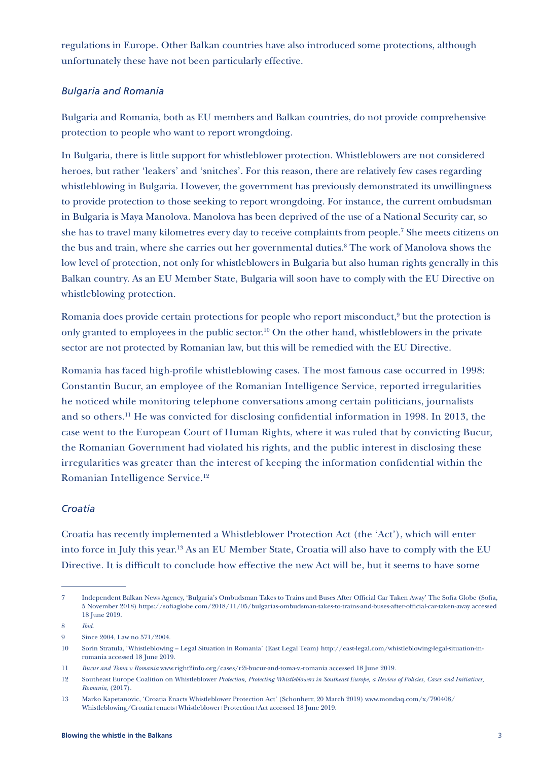regulations in Europe. Other Balkan countries have also introduced some protections, although unfortunately these have not been particularly effective.

### *Bulgaria and Romania*

Bulgaria and Romania, both as EU members and Balkan countries, do not provide comprehensive protection to people who want to report wrongdoing.

In Bulgaria, there is little support for whistleblower protection. Whistleblowers are not considered heroes, but rather 'leakers' and 'snitches'. For this reason, there are relatively few cases regarding whistleblowing in Bulgaria. However, the government has previously demonstrated its unwillingness to provide protection to those seeking to report wrongdoing. For instance, the current ombudsman in Bulgaria is Maya Manolova. Manolova has been deprived of the use of a National Security car, so she has to travel many kilometres every day to receive complaints from people.[7] She meets citizens on the bus and train, where she carries out her governmental duties.[8] The work of Manolova shows the low level of protection, not only for whistleblowers in Bulgaria but also human rights generally in this Balkan country. As an EU Member State, Bulgaria will soon have to comply with the EU Directive on whistleblowing protection.

Romania does provide certain protections for people who report misconduct,[9] but the protection is only granted to employees in the public sector.[10] On the other hand, whistleblowers in the private sector are not protected by Romanian law, but this will be remedied with the EU Directive.

Romania has faced high-profile whistleblowing cases. The most famous case occurred in 1998: Constantin Bucur, an employee of the Romanian Intelligence Service, reported irregularities he noticed while monitoring telephone conversations among certain politicians, journalists and so others.[11] He was convicted for disclosing confidential information in 1998. In 2013, the case went to the European Court of Human Rights, where it was ruled that by convicting Bucur, the Romanian Government had violated his rights, and the public interest in disclosing these irregularities was greater than the interest of keeping the information confidential within the Romanian Intelligence Service.[12]

### *Croatia*

Croatia has recently implemented a Whistleblower Protection Act (the 'Act'), which will enter into force in July this year.[13] As an EU Member State, Croatia will also have to comply with the EU Directive. It is difficult to conclude how effective the new Act will be, but it seems to have some

---

7 Independent Balkan News Agency, 'Bulgaria's Ombudsman Takes to Trains and Buses After Official Car Taken Away' The Sofia Globe (Sofia, 5 November 2018) https://sofiaglobe.com/2018/11/05/bulgarias-ombudsman-takes-to-trains-and-buses-after-official-car-taken-away accessed 18 June 2019.

8 *Ibid*.

9 Since 2004, Law no 571/2004.

10 Sorin Stratula, 'Whistleblowing – Legal Situation in Romania' (East Legal Team) http://east-legal.com/whistleblowing-legal-situation-in-romania accessed 18 June 2019.

11 *Bucur and Toma v Romania* www.right2info.org/cases/r2i-bucur-and-toma-v.-romania accessed 18 June 2019.

12 Southeast Europe Coalition on Whistleblower *Protection, Protecting Whistleblowers in Southeast Europe, a Review of Policies, Cases and Initiatives, Romania*, (2017).

13 Marko Kapetanovic, 'Croatia Enacts Whistleblower Protection Act' (Schonherr, 20 March 2019) www.mondaq.com/x/790408/Whistleblowing/Croatia+enacts+Whistleblower+Protection+Act accessed 18 June 2019.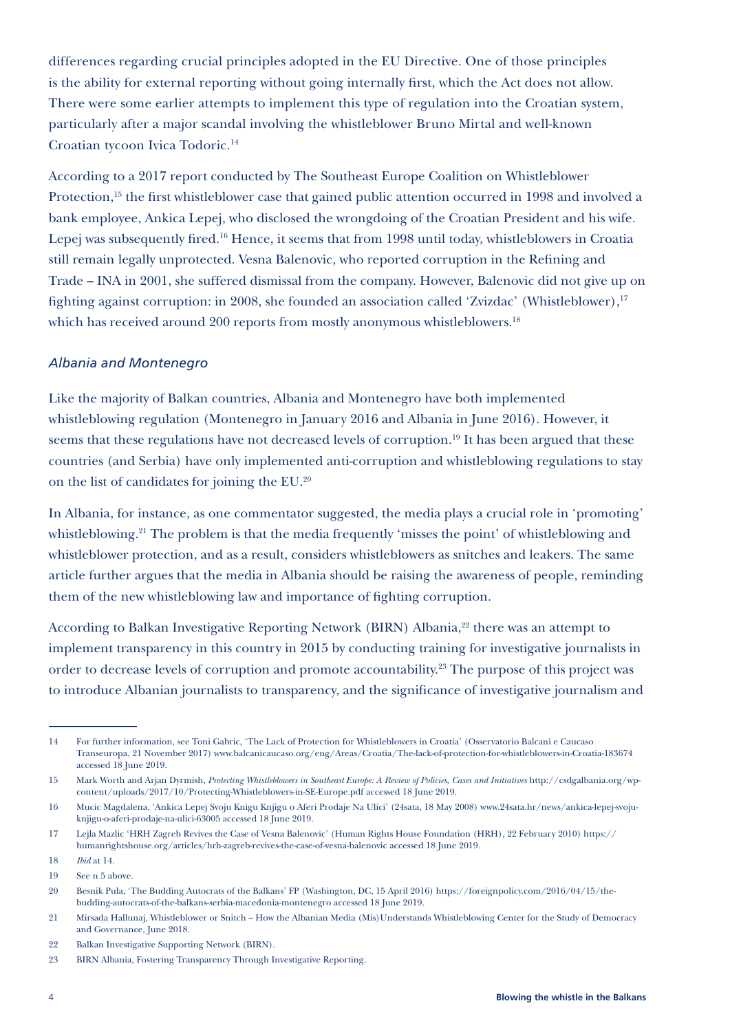differences regarding crucial principles adopted in the EU Directive. One of those principles is the ability for external reporting without going internally first, which the Act does not allow. There were some earlier attempts to implement this type of regulation into the Croatian system, particularly after a major scandal involving the whistleblower Bruno Mirtal and well-known Croatian tycoon Ivica Todoric.[14]

According to a 2017 report conducted by The Southeast Europe Coalition on Whistleblower Protection,[15] the first whistleblower case that gained public attention occurred in 1998 and involved a bank employee, Ankica Lepej, who disclosed the wrongdoing of the Croatian President and his wife. Lepej was subsequently fired.[16] Hence, it seems that from 1998 until today, whistleblowers in Croatia still remain legally unprotected. Vesna Balenovic, who reported corruption in the Refining and Trade – INA in 2001, she suffered dismissal from the company. However, Balenovic did not give up on fighting against corruption: in 2008, she founded an association called 'Zvizdac' (Whistleblower),[17] which has received around 200 reports from mostly anonymous whistleblowers.[18]

### *Albania and Montenegro*

Like the majority of Balkan countries, Albania and Montenegro have both implemented whistleblowing regulation (Montenegro in January 2016 and Albania in June 2016). However, it seems that these regulations have not decreased levels of corruption.[19] It has been argued that these countries (and Serbia) have only implemented anti-corruption and whistleblowing regulations to stay on the list of candidates for joining the EU.[20]

In Albania, for instance, as one commentator suggested, the media plays a crucial role in 'promoting' whistleblowing.[21] The problem is that the media frequently 'misses the point' of whistleblowing and whistleblower protection, and as a result, considers whistleblowers as snitches and leakers. The same article further argues that the media in Albania should be raising the awareness of people, reminding them of the new whistleblowing law and importance of fighting corruption.

According to Balkan Investigative Reporting Network (BIRN) Albania,[22] there was an attempt to implement transparency in this country in 2015 by conducting training for investigative journalists in order to decrease levels of corruption and promote accountability.[23] The purpose of this project was to introduce Albanian journalists to transparency, and the significance of investigative journalism and

---

14 For further information, see Toni Gabric, 'The Lack of Protection for Whistleblowers in Croatia' (Osservatorio Balcani e Caucaso Transeuropa, 21 November 2017) www.balcanicaucaso.org/eng/Areas/Croatia/The-lack-of-protection-for-whistleblowers-in-Croatia-183674 accessed 18 June 2019.

15 Mark Worth and Arjan Dyrmish, *Protecting Whistleblowers in Southeast Europe: A Review of Policies, Cases and Initiatives* http://csdgalbania.org/wp-content/uploads/2017/10/Protecting-Whistleblowers-in-SE-Europe.pdf accessed 18 June 2019.

16 Mucic Magdalena, 'Ankica Lepej Svoju Knigu Knjigu o Aferi Prodaje Na Ulici' (24sata, 18 May 2008) www.24sata.hr/news/ankica-lepej-svoju-knjigu-o-aferi-prodaje-na-ulici-63005 accessed 18 June 2019.

17 Lejla Mazlic 'HRH Zagreb Revives the Case of Vesna Balenovic' (Human Rights House Foundation (HRH), 22 February 2010) https://humanrightshouse.org/articles/hrh-zagreb-revives-the-case-of-vesna-balenovic accessed 18 June 2019.

18 *Ibid* at 14.

19 See n 5 above.

20 Besnik Pula, 'The Budding Autocrats of the Balkans' FP (Washington, DC, 15 April 2016) https://foreignpolicy.com/2016/04/15/the-budding-autocrats-of-the-balkans-serbia-macedonia-montenegro accessed 18 June 2019.

21 Mirsada Hallunaj, Whistleblower or Snitch – How the Albanian Media (Mis)Understands Whistleblowing Center for the Study of Democracy and Governance, June 2018.

22 Balkan Investigative Supporting Network (BIRN).

23 BIRN Albania, Fostering Transparency Through Investigative Reporting.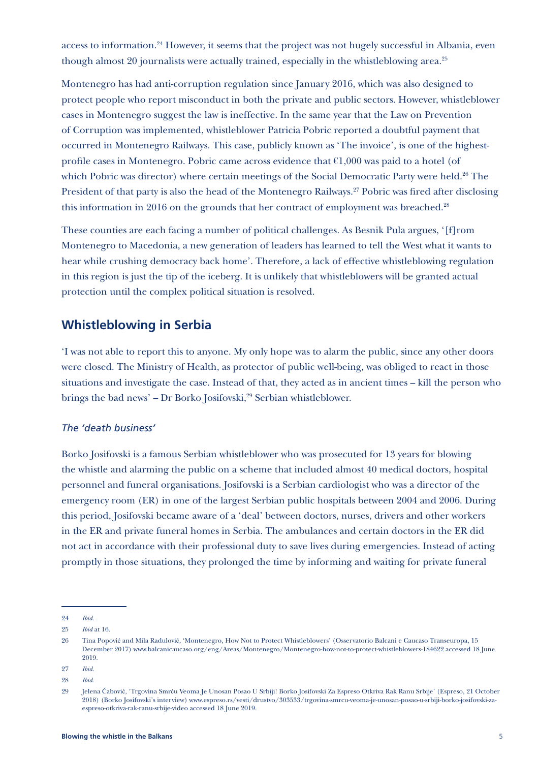access to information.[24] However, it seems that the project was not hugely successful in Albania, even though almost 20 journalists were actually trained, especially in the whistleblowing area.[25]

Montenegro has had anti-corruption regulation since January 2016, which was also designed to protect people who report misconduct in both the private and public sectors. However, whistleblower cases in Montenegro suggest the law is ineffective. In the same year that the Law on Prevention of Corruption was implemented, whistleblower Patricia Pobric reported a doubtful payment that occurred in Montenegro Railways. This case, publicly known as 'The invoice', is one of the highest-profile cases in Montenegro. Pobric came across evidence that €1,000 was paid to a hotel (of which Pobric was director) where certain meetings of the Social Democratic Party were held.[26] The President of that party is also the head of the Montenegro Railways.[27] Pobric was fired after disclosing this information in 2016 on the grounds that her contract of employment was breached.[28]

These counties are each facing a number of political challenges. As Besnik Pula argues, '[f]rom Montenegro to Macedonia, a new generation of leaders has learned to tell the West what it wants to hear while crushing democracy back home'. Therefore, a lack of effective whistleblowing regulation in this region is just the tip of the iceberg. It is unlikely that whistleblowers will be granted actual protection until the complex political situation is resolved.

## Whistleblowing in Serbia

'I was not able to report this to anyone. My only hope was to alarm the public, since any other doors were closed. The Ministry of Health, as protector of public well-being, was obliged to react in those situations and investigate the case. Instead of that, they acted as in ancient times – kill the person who brings the bad news' – Dr Borko Josifovski,[29] Serbian whistleblower.

### *The 'death business'*

Borko Josifovski is a famous Serbian whistleblower who was prosecuted for 13 years for blowing the whistle and alarming the public on a scheme that included almost 40 medical doctors, hospital personnel and funeral organisations. Josifovski is a Serbian cardiologist who was a director of the emergency room (ER) in one of the largest Serbian public hospitals between 2004 and 2006. During this period, Josifovski became aware of a 'deal' between doctors, nurses, drivers and other workers in the ER and private funeral homes in Serbia. The ambulances and certain doctors in the ER did not act in accordance with their professional duty to save lives during emergencies. Instead of acting promptly in those situations, they prolonged the time by informing and waiting for private funeral

---

24 *Ibid*.

25 *Ibid* at 16.

26 Tina Popović and Mila Radulović, 'Montenegro, How Not to Protect Whistleblowers' (Osservatorio Balcani e Caucaso Transeuropa, 15 December 2017) www.balcanicaucaso.org/eng/Areas/Montenegro/Montenegro-how-not-to-protect-whistleblowers-184622 accessed 18 June 2019.

27 *Ibid*.

28 *Ibid*.

29 Jelena Čabović, 'Trgovina Smrću Veoma Je Unosan Posao U Srbiji! Borko Josifovski Za Espreso Otkriva Rak Ranu Srbije' (Espreso, 21 October 2018) (Borko Josifovski's interview) www.espreso.rs/vesti/drustvo/303533/trgovina-smrcu-veoma-je-unosan-posao-u-srbiji-borko-josifovski-za-espreso-otkriva-rak-ranu-srbije-video accessed 18 June 2019.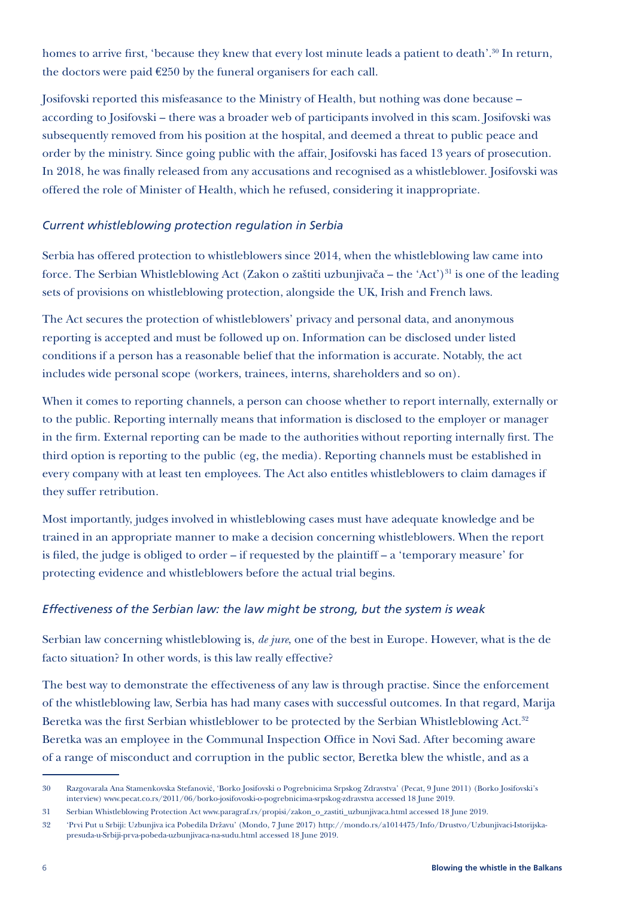homes to arrive first, 'because they knew that every lost minute leads a patient to death'.[30] In return, the doctors were paid €250 by the funeral organisers for each call.

Josifovski reported this misfeasance to the Ministry of Health, but nothing was done because – according to Josifovski – there was a broader web of participants involved in this scam. Josifovski was subsequently removed from his position at the hospital, and deemed a threat to public peace and order by the ministry. Since going public with the affair, Josifovski has faced 13 years of prosecution. In 2018, he was finally released from any accusations and recognised as a whistleblower. Josifovski was offered the role of Minister of Health, which he refused, considering it inappropriate.

### *Current whistleblowing protection regulation in Serbia*

Serbia has offered protection to whistleblowers since 2014, when the whistleblowing law came into force. The Serbian Whistleblowing Act (Zakon o zaštiti uzbunjivača – the 'Act')[31] is one of the leading sets of provisions on whistleblowing protection, alongside the UK, Irish and French laws.

The Act secures the protection of whistleblowers' privacy and personal data, and anonymous reporting is accepted and must be followed up on. Information can be disclosed under listed conditions if a person has a reasonable belief that the information is accurate. Notably, the act includes wide personal scope (workers, trainees, interns, shareholders and so on).

When it comes to reporting channels, a person can choose whether to report internally, externally or to the public. Reporting internally means that information is disclosed to the employer or manager in the firm. External reporting can be made to the authorities without reporting internally first. The third option is reporting to the public (eg, the media). Reporting channels must be established in every company with at least ten employees. The Act also entitles whistleblowers to claim damages if they suffer retribution.

Most importantly, judges involved in whistleblowing cases must have adequate knowledge and be trained in an appropriate manner to make a decision concerning whistleblowers. When the report is filed, the judge is obliged to order – if requested by the plaintiff – a 'temporary measure' for protecting evidence and whistleblowers before the actual trial begins.

### *Effectiveness of the Serbian law: the law might be strong, but the system is weak*

Serbian law concerning whistleblowing is, *de jure*, one of the best in Europe. However, what is the de facto situation? In other words, is this law really effective?

The best way to demonstrate the effectiveness of any law is through practise. Since the enforcement of the whistleblowing law, Serbia has had many cases with successful outcomes. In that regard, Marija Beretka was the first Serbian whistleblower to be protected by the Serbian Whistleblowing Act.[32] Beretka was an employee in the Communal Inspection Office in Novi Sad. After becoming aware of a range of misconduct and corruption in the public sector, Beretka blew the whistle, and as a

---

30 Razgovarala Ana Stamenkovska Stefanović, 'Borko Josifovski o Pogrebnicima Srpskog Zdravstva' (Pecat, 9 June 2011) (Borko Josifovski's interview) www.pecat.co.rs/2011/06/borko-josifovski-o-pogrebnicima-srpskog-zdravstva accessed 18 June 2019.

31 Serbian Whistleblowing Protection Act www.paragraf.rs/propisi/zakon_o_zastiti_uzbunjivaca.html accessed 18 June 2019.

32 'Prvi Put u Srbiji: Uzbunjiva ica Pobedila Državu' (Mondo, 7 June 2017) http://mondo.rs/a1014475/Info/Drustvo/Uzbunjivaci-Istorijska-presuda-u-Srbiji-prva-pobeda-uzbunjivaca-na-sudu.html accessed 18 June 2019.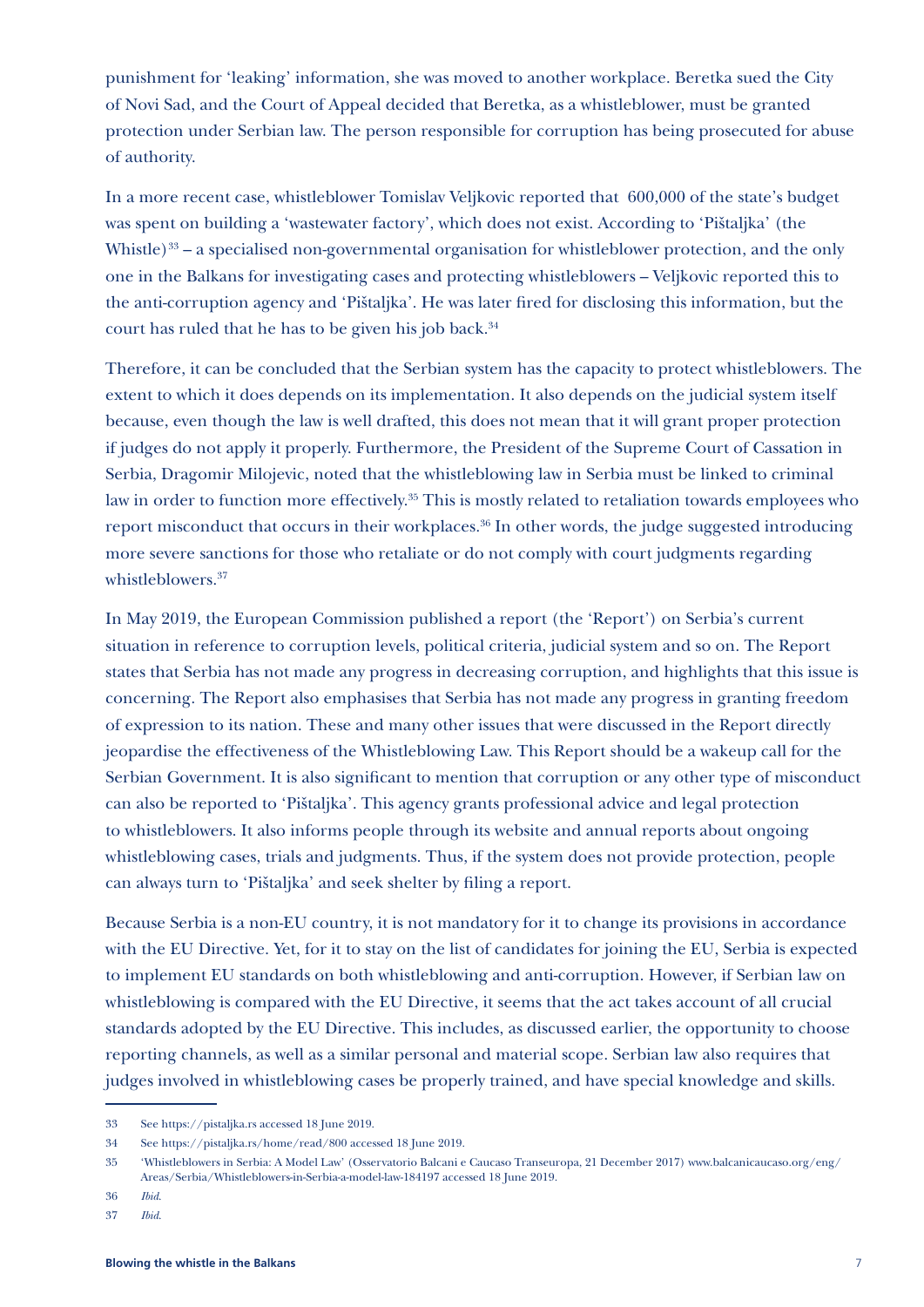punishment for 'leaking' information, she was moved to another workplace. Beretka sued the City of Novi Sad, and the Court of Appeal decided that Beretka, as a whistleblower, must be granted protection under Serbian law. The person responsible for corruption has being prosecuted for abuse of authority.

In a more recent case, whistleblower Tomislav Veljkovic reported that  600,000 of the state's budget was spent on building a 'wastewater factory', which does not exist. According to 'Pištaljka' (the Whistle)[33] – a specialised non-governmental organisation for whistleblower protection, and the only one in the Balkans for investigating cases and protecting whistleblowers – Veljkovic reported this to the anti-corruption agency and 'Pištaljka'. He was later fired for disclosing this information, but the court has ruled that he has to be given his job back.[34]

Therefore, it can be concluded that the Serbian system has the capacity to protect whistleblowers. The extent to which it does depends on its implementation. It also depends on the judicial system itself because, even though the law is well drafted, this does not mean that it will grant proper protection if judges do not apply it properly. Furthermore, the President of the Supreme Court of Cassation in Serbia, Dragomir Milojevic, noted that the whistleblowing law in Serbia must be linked to criminal law in order to function more effectively.[35] This is mostly related to retaliation towards employees who report misconduct that occurs in their workplaces.[36] In other words, the judge suggested introducing more severe sanctions for those who retaliate or do not comply with court judgments regarding whistleblowers.[37]

In May 2019, the European Commission published a report (the 'Report') on Serbia's current situation in reference to corruption levels, political criteria, judicial system and so on. The Report states that Serbia has not made any progress in decreasing corruption, and highlights that this issue is concerning. The Report also emphasises that Serbia has not made any progress in granting freedom of expression to its nation. These and many other issues that were discussed in the Report directly jeopardise the effectiveness of the Whistleblowing Law. This Report should be a wakeup call for the Serbian Government. It is also significant to mention that corruption or any other type of misconduct can also be reported to 'Pištaljka'. This agency grants professional advice and legal protection to whistleblowers. It also informs people through its website and annual reports about ongoing whistleblowing cases, trials and judgments. Thus, if the system does not provide protection, people can always turn to 'Pištaljka' and seek shelter by filing a report.

Because Serbia is a non-EU country, it is not mandatory for it to change its provisions in accordance with the EU Directive. Yet, for it to stay on the list of candidates for joining the EU, Serbia is expected to implement EU standards on both whistleblowing and anti-corruption. However, if Serbian law on whistleblowing is compared with the EU Directive, it seems that the act takes account of all crucial standards adopted by the EU Directive. This includes, as discussed earlier, the opportunity to choose reporting channels, as well as a similar personal and material scope. Serbian law also requires that judges involved in whistleblowing cases be properly trained, and have special knowledge and skills.

---

33 See https://pistaljka.rs accessed 18 June 2019.

34 See https://pistaljka.rs/home/read/800 accessed 18 June 2019.

35 'Whistleblowers in Serbia: A Model Law' (Osservatorio Balcani e Caucaso Transeuropa, 21 December 2017) www.balcanicaucaso.org/eng/Areas/Serbia/Whistleblowers-in-Serbia-a-model-law-184197 accessed 18 June 2019.

36 *Ibid*.

37 *Ibid*.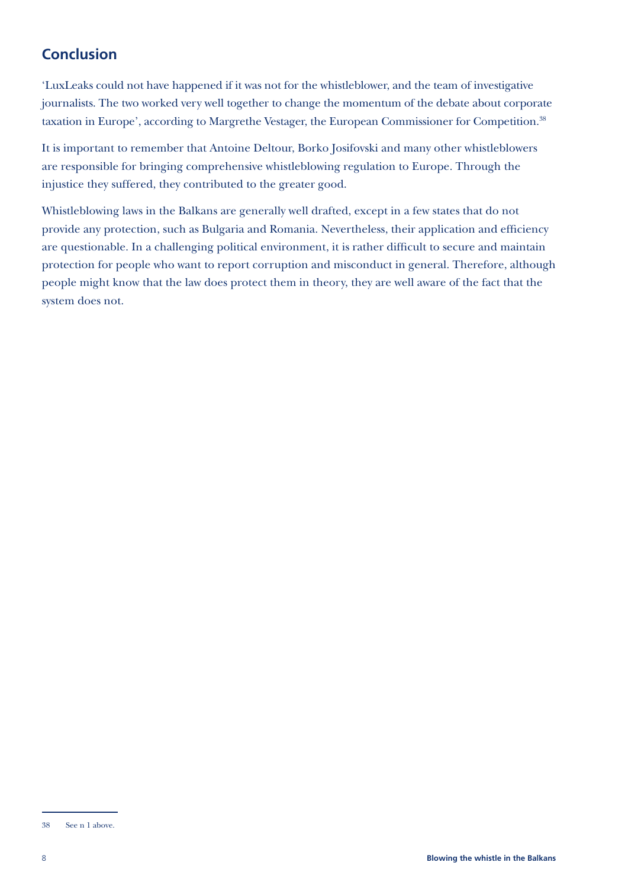## Conclusion

'LuxLeaks could not have happened if it was not for the whistleblower, and the team of investigative journalists. The two worked very well together to change the momentum of the debate about corporate taxation in Europe', according to Margrethe Vestager, the European Commissioner for Competition.[38]

It is important to remember that Antoine Deltour, Borko Josifovski and many other whistleblowers are responsible for bringing comprehensive whistleblowing regulation to Europe. Through the injustice they suffered, they contributed to the greater good.

Whistleblowing laws in the Balkans are generally well drafted, except in a few states that do not provide any protection, such as Bulgaria and Romania. Nevertheless, their application and efficiency are questionable. In a challenging political environment, it is rather difficult to secure and maintain protection for people who want to report corruption and misconduct in general. Therefore, although people might know that the law does protect them in theory, they are well aware of the fact that the system does not.

---

38 See n 1 above.